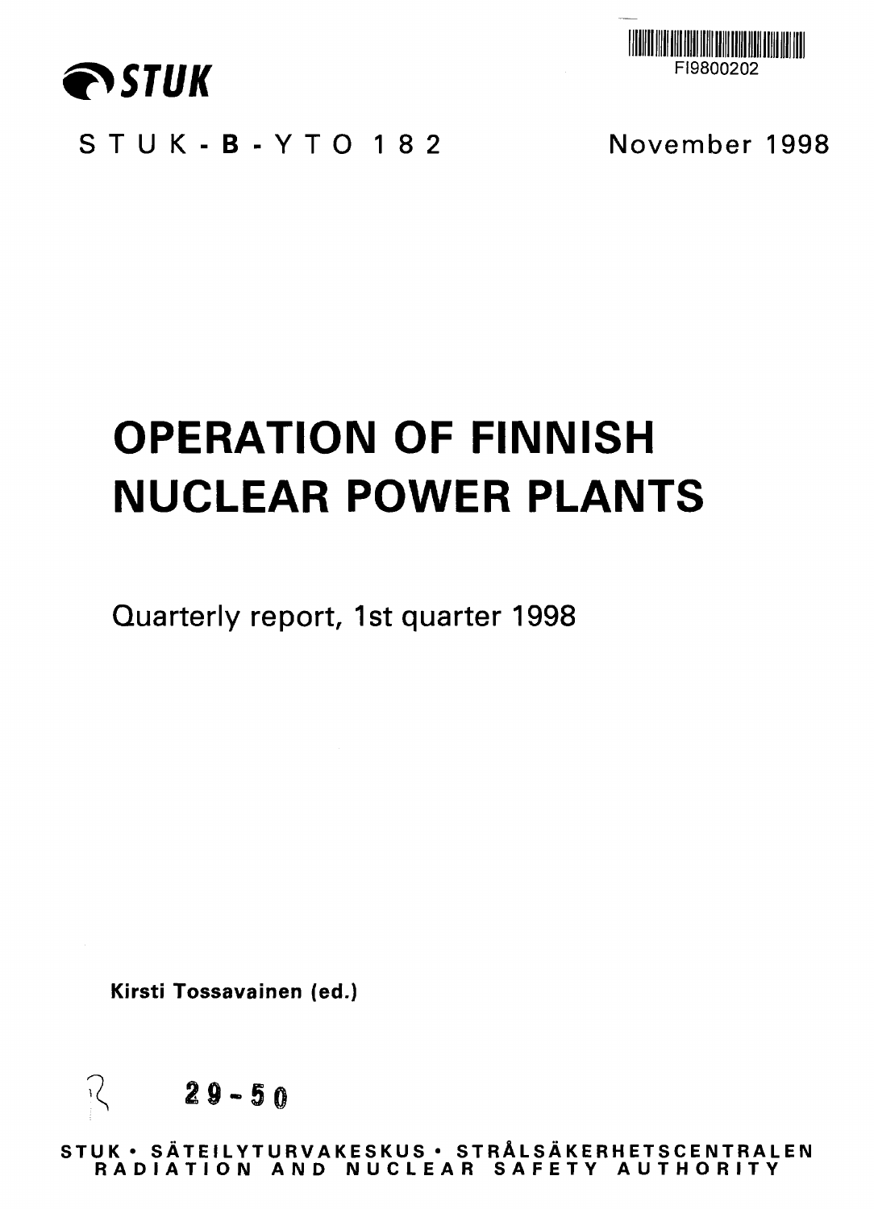STUK

FI9800202

STUK-B-YTO 182

November 1998

# OPERATION OF FINNISH NUCLEAR POWER PLANTS

Quarterly report, 1st quarter 1998

**Kirsti Tossavainen (ed.)**

29-50

**STUK • SÄTEILYTURVAKESKUS • STRÅLSÄKERHETSCENTRALEN**
**RADIATION AND NUCLEAR SAFETY AUTHORITY**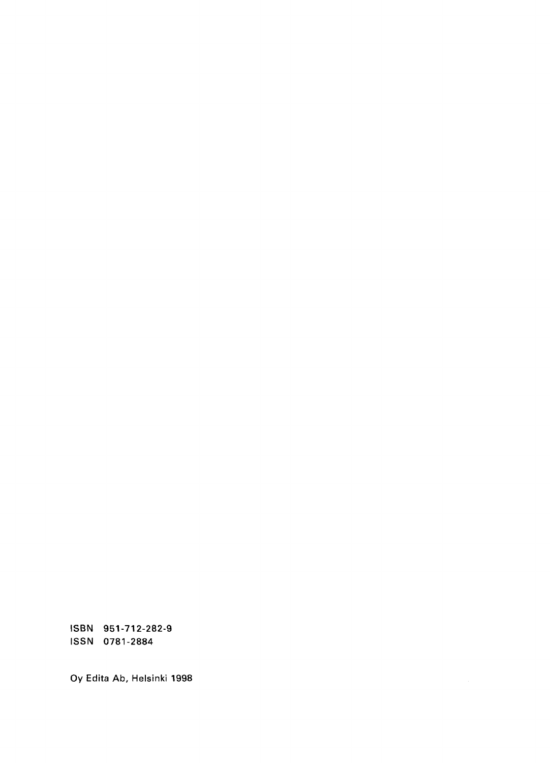ISBN 951-712-282-9
ISSN 0781-2884

Oy Edita Ab, Helsinki 1998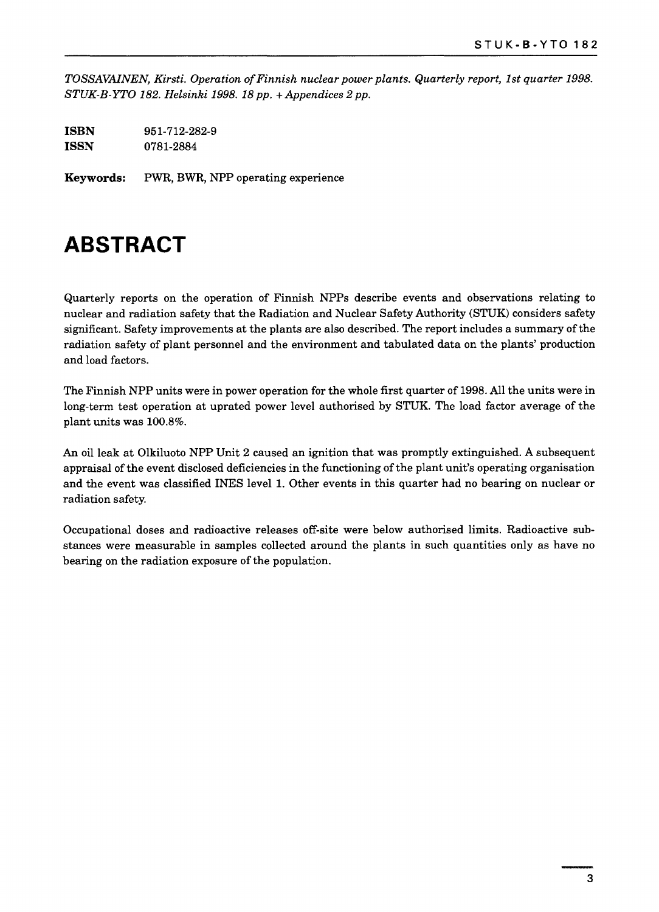*TOSSAVAINEN, Kirsti. Operation of Finnish nuclear power plants. Quarterly report, 1st quarter 1998. STUK-B-YTO 182. Helsinki 1998. 18 pp. + Appendices 2 pp.*

**ISBN** 951-712-282-9
**ISSN** 0781-2884

**Keywords:** PWR, BWR, NPP operating experience

# ABSTRACT

Quarterly reports on the operation of Finnish NPPs describe events and observations relating to nuclear and radiation safety that the Radiation and Nuclear Safety Authority (STUK) considers safety significant. Safety improvements at the plants are also described. The report includes a summary of the radiation safety of plant personnel and the environment and tabulated data on the plants' production and load factors.

The Finnish NPP units were in power operation for the whole first quarter of 1998. All the units were in long-term test operation at uprated power level authorised by STUK. The load factor average of the plant units was 100.8%.

An oil leak at Olkiluoto NPP Unit 2 caused an ignition that was promptly extinguished. A subsequent appraisal of the event disclosed deficiencies in the functioning of the plant unit's operating organisation and the event was classified INES level 1. Other events in this quarter had no bearing on nuclear or radiation safety.

Occupational doses and radioactive releases off-site were below authorised limits. Radioactive substances were measurable in samples collected around the plants in such quantities only as have no bearing on the radiation exposure of the population.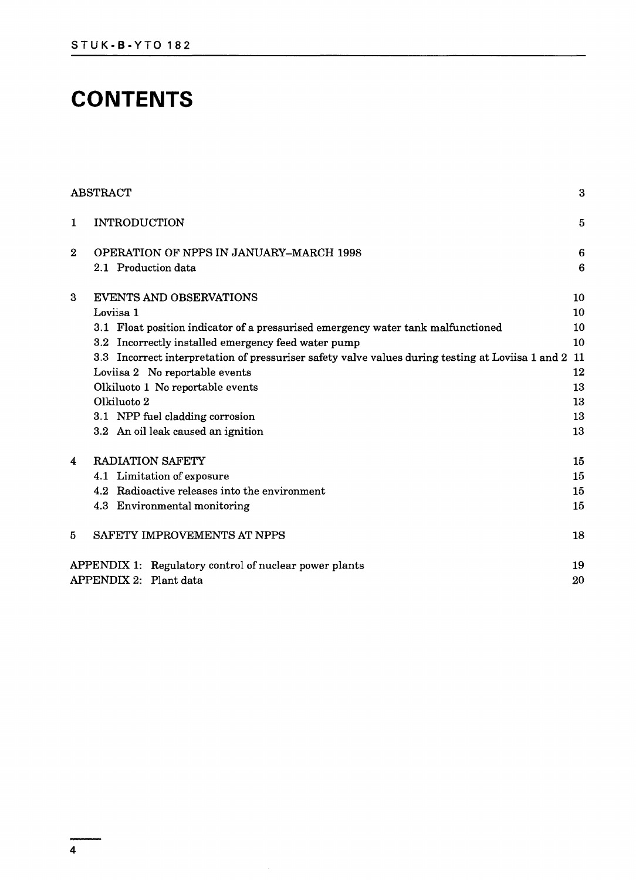# CONTENTS

| | | |
|---|---|---|
| ABSTRACT | | 3 |
| 1 | INTRODUCTION | 5 |
| 2 | OPERATION OF NPPS IN JANUARY–MARCH 1998 | 6 |
| | 2.1 Production data | 6 |
| 3 | EVENTS AND OBSERVATIONS | 10 |
| | Loviisa 1 | 10 |
| | 3.1 Float position indicator of a pressurised emergency water tank malfunctioned | 10 |
| | 3.2 Incorrectly installed emergency feed water pump | 10 |
| | 3.3 Incorrect interpretation of pressuriser safety valve values during testing at Loviisa 1 and 2 | 11 |
| | Loviisa 2 No reportable events | 12 |
| | Olkiluoto 1 No reportable events | 13 |
| | Olkiluoto 2 | 13 |
| | 3.1 NPP fuel cladding corrosion | 13 |
| | 3.2 An oil leak caused an ignition | 13 |
| 4 | RADIATION SAFETY | 15 |
| | 4.1 Limitation of exposure | 15 |
| | 4.2 Radioactive releases into the environment | 15 |
| | 4.3 Environmental monitoring | 15 |
| 5 | SAFETY IMPROVEMENTS AT NPPS | 18 |
| APPENDIX 1: | Regulatory control of nuclear power plants | 19 |
| APPENDIX 2: | Plant data | 20 |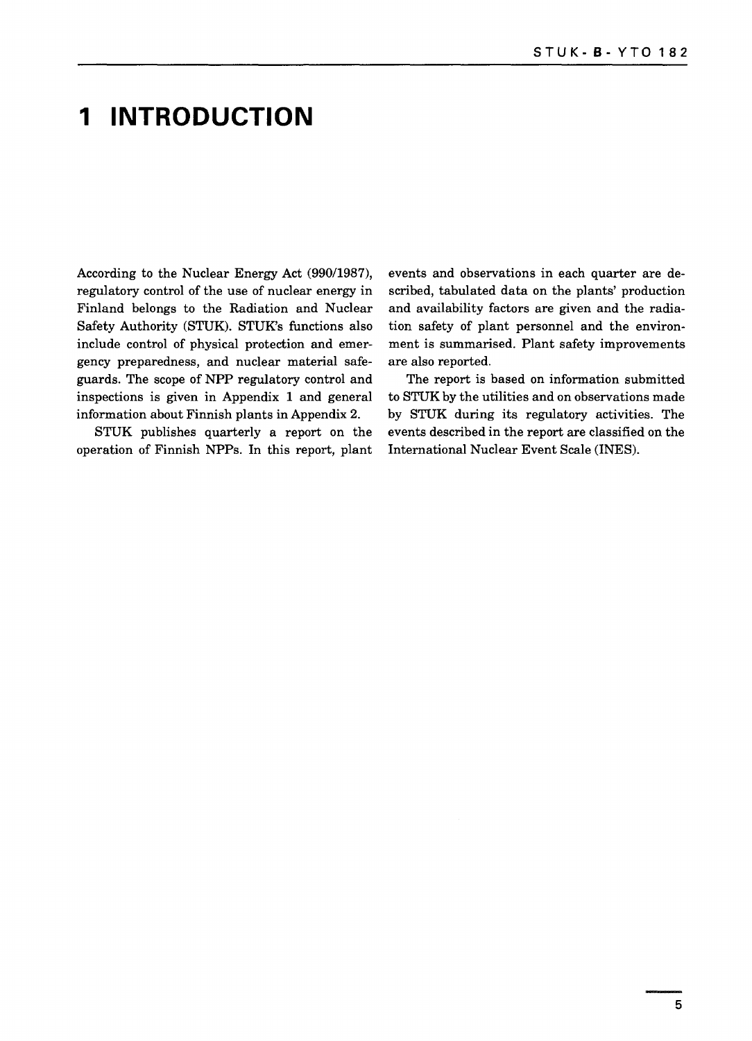# 1 INTRODUCTION

According to the Nuclear Energy Act (990/1987), regulatory control of the use of nuclear energy in Finland belongs to the Radiation and Nuclear Safety Authority (STUK). STUK's functions also include control of physical protection and emergency preparedness, and nuclear material safeguards. The scope of NPP regulatory control and inspections is given in Appendix 1 and general information about Finnish plants in Appendix 2.

STUK publishes quarterly a report on the operation of Finnish NPPs. In this report, plant events and observations in each quarter are described, tabulated data on the plants' production and availability factors are given and the radiation safety of plant personnel and the environment is summarised. Plant safety improvements are also reported.

The report is based on information submitted to STUK by the utilities and on observations made by STUK during its regulatory activities. The events described in the report are classified on the International Nuclear Event Scale (INES).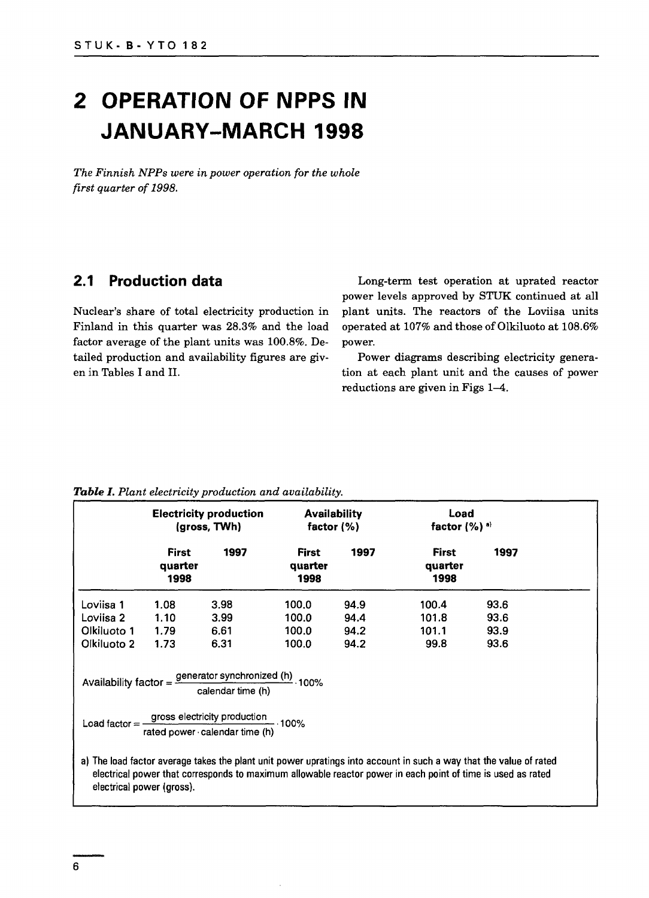# 2 OPERATION OF NPPS IN JANUARY–MARCH 1998

*The Finnish NPPs were in power operation for the whole first quarter of 1998.*

## 2.1 Production data

Nuclear's share of total electricity production in Finland in this quarter was 28.3% and the load factor average of the plant units was 100.8%. Detailed production and availability figures are given in Tables I and II.

Long-term test operation at uprated reactor power levels approved by STUK continued at all plant units. The reactors of the Loviisa units operated at 107% and those of Olkiluoto at 108.6% power.

Power diagrams describing electricity generation at each plant unit and the causes of power reductions are given in Figs 1–4.

***Table I.*** *Plant electricity production and availability.*

| | Electricity production (gross, TWh) | | Availability factor (%) | | Load factor (%) [a] | |
|---|---|---|---|---|---|---|
| | First quarter 1998 | 1997 | First quarter 1998 | 1997 | First quarter 1998 | 1997 |
| Loviisa 1 | 1.08 | 3.98 | 100.0 | 94.9 | 100.4 | 93.6 |
| Loviisa 2 | 1.10 | 3.99 | 100.0 | 94.4 | 101.8 | 93.6 |
| Olkiluoto 1 | 1.79 | 6.61 | 100.0 | 94.2 | 101.1 | 93.9 |
| Olkiluoto 2 | 1.73 | 6.31 | 100.0 | 94.2 | 99.8 | 93.6 |

$$\text{Availability factor} = \frac{\text{generator synchronized (h)}}{\text{calendar time (h)}} \cdot 100\%$$

$$\text{Load factor} = \frac{\text{gross electricity production}}{\text{rated power} \cdot \text{calendar time (h)}} \cdot 100\%$$

a) The load factor average takes the plant unit power upratings into account in such a way that the value of rated electrical power that corresponds to maximum allowable reactor power in each point of time is used as rated electrical power (gross).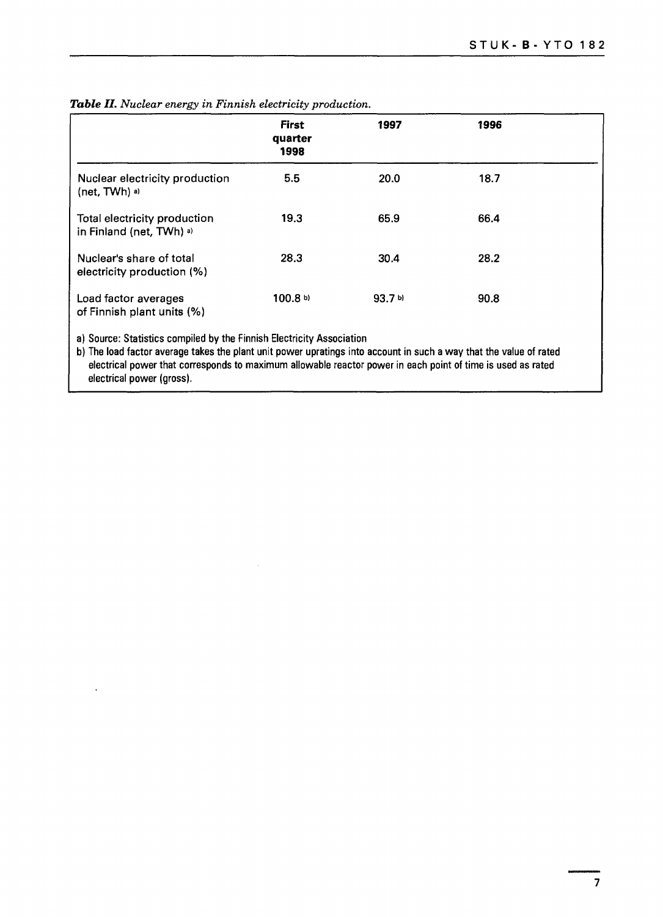***Table II.*** *Nuclear energy in Finnish electricity production.*

| | First quarter 1998 | 1997 | 1996 |
|---|---|---|---|
| Nuclear electricity production (net, TWh) [a] | 5.5 | 20.0 | 18.7 |
| Total electricity production in Finland (net, TWh) [a] | 19.3 | 65.9 | 66.4 |
| Nuclear's share of total electricity production (%) | 28.3 | 30.4 | 28.2 |
| Load factor averages of Finnish plant units (%) | 100.8 [b] | 93.7 [b] | 90.8 |

a) Source: Statistics compiled by the Finnish Electricity Association

b) The load factor average takes the plant unit power upratings into account in such a way that the value of rated electrical power that corresponds to maximum allowable reactor power in each point of time is used as rated electrical power (gross).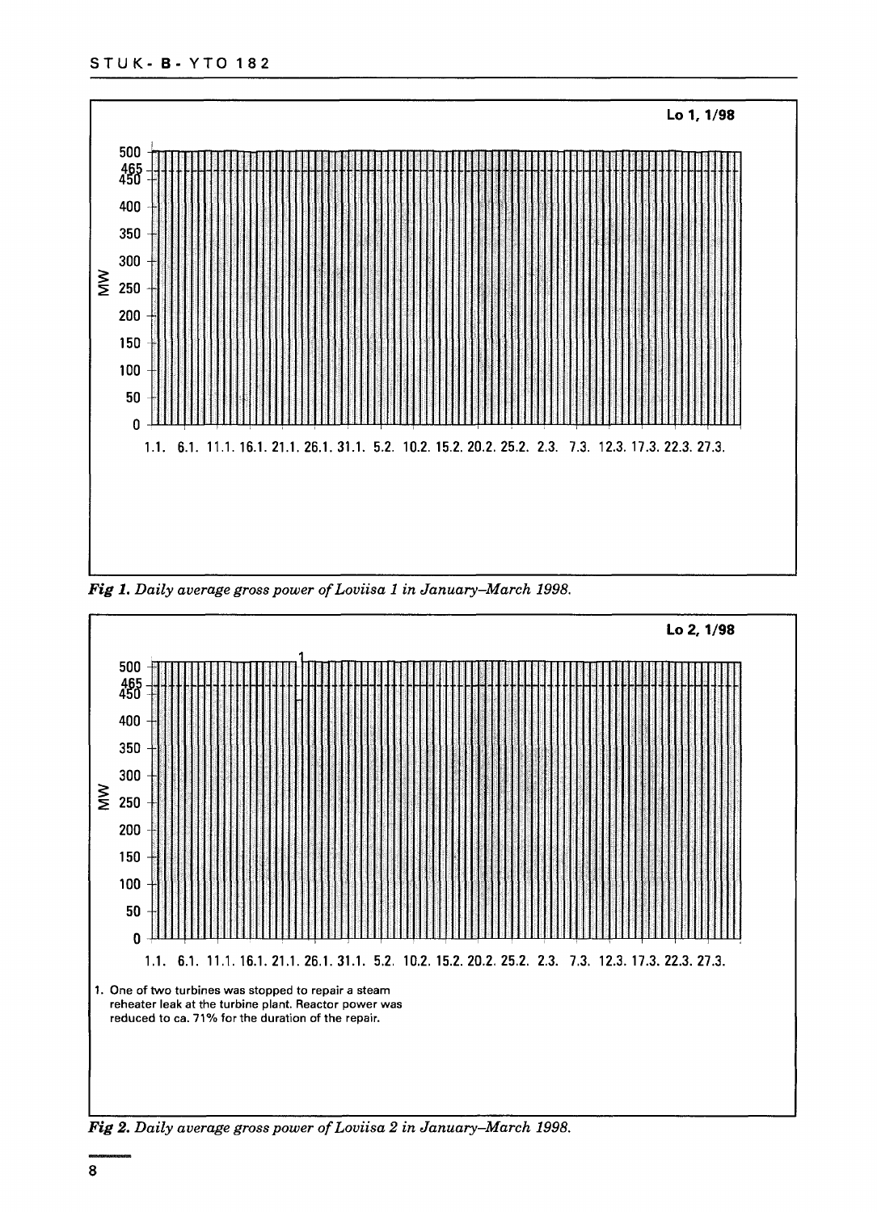Lo 1, 1/98

Fig 1. *Daily average gross power of Loviisa 1 in January–March 1998.*

Lo 2, 1/98

1. One of two turbines was stopped to repair a steam reheater leak at the turbine plant. Reactor power was reduced to ca. 71% for the duration of the repair.

Fig 2. *Daily average gross power of Loviisa 2 in January–March 1998.*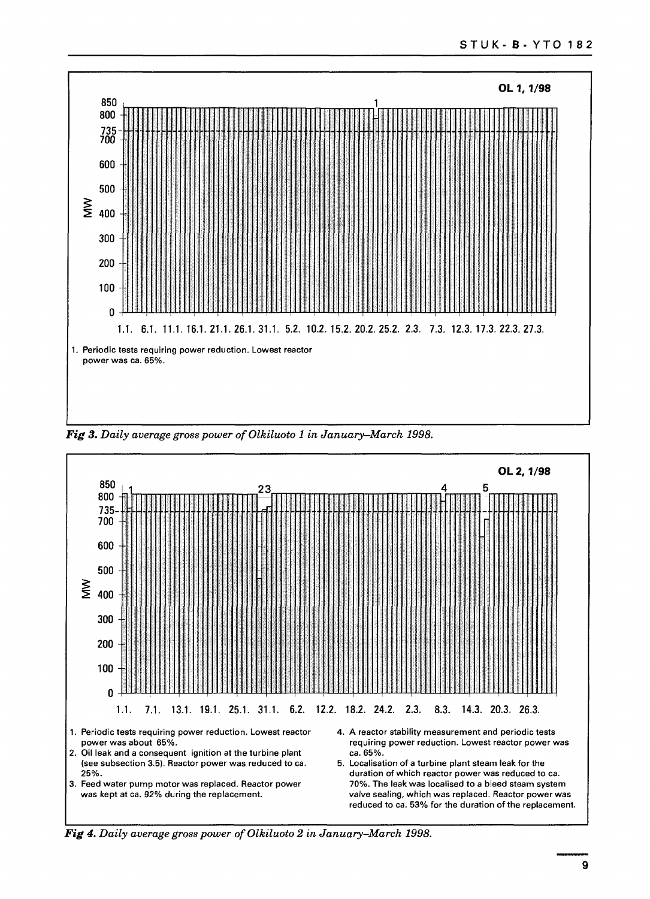OL 1, 1/98

1. Periodic tests requiring power reduction. Lowest reactor power was ca. 65%.

*Fig 3. Daily average gross power of Olkiluoto 1 in January–March 1998.*

OL 2, 1/98

1. Periodic tests requiring power reduction. Lowest reactor power was about 65%.
2. Oil leak and a consequent ignition at the turbine plant (see subsection 3.5). Reactor power was reduced to ca. 25%.
3. Feed water pump motor was replaced. Reactor power was kept at ca. 92% during the replacement.
4. A reactor stability measurement and periodic tests requiring power reduction. Lowest reactor power was ca. 65%.
5. Localisation of a turbine plant steam leak for the duration of which reactor power was reduced to ca. 70%. The leak was localised to a bleed steam system valve sealing, which was replaced. Reactor power was reduced to ca. 53% for the duration of the replacement.

*Fig 4. Daily average gross power of Olkiluoto 2 in January–March 1998.*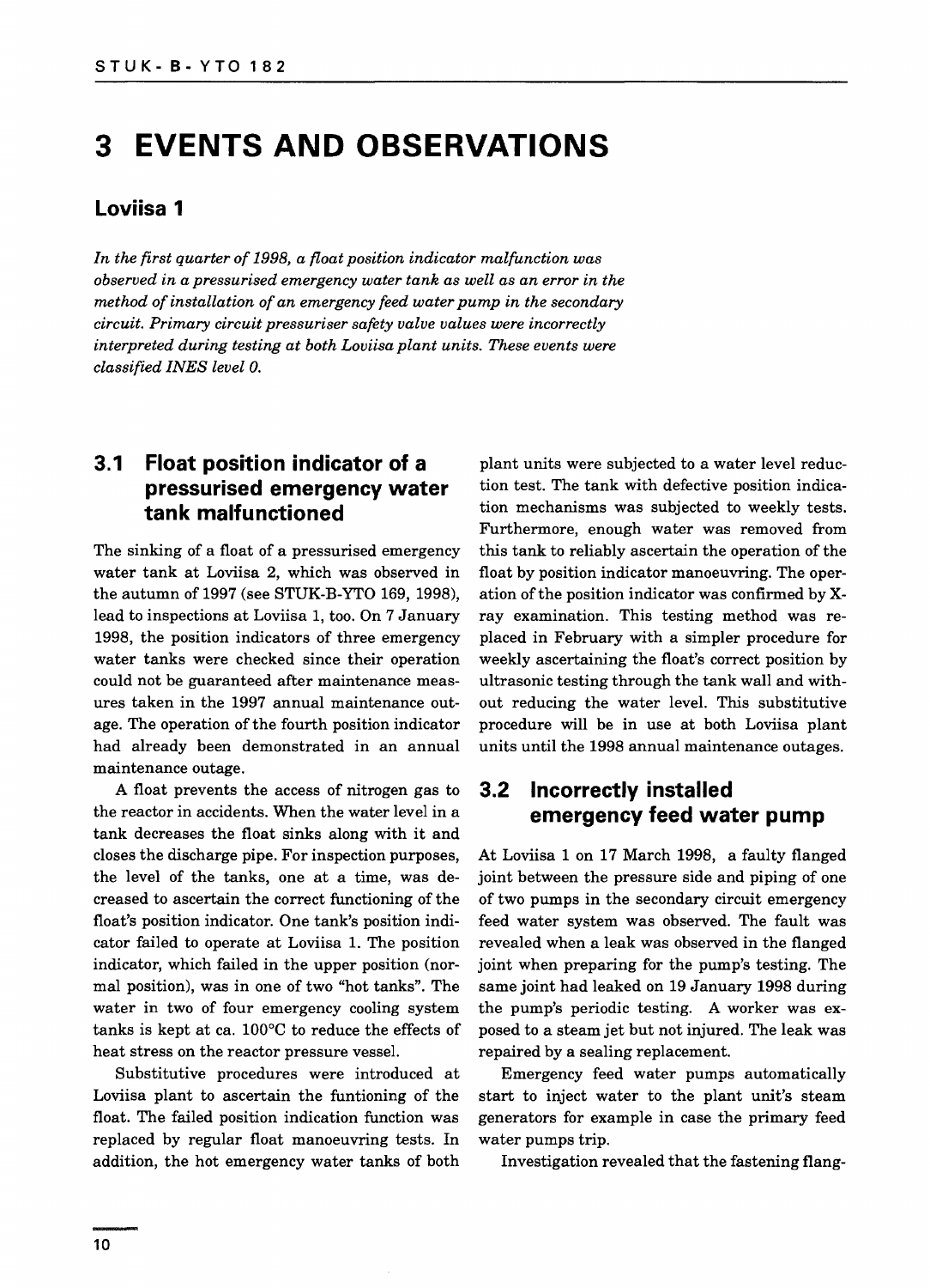# 3 EVENTS AND OBSERVATIONS

## Loviisa 1

*In the first quarter of 1998, a float position indicator malfunction was observed in a pressurised emergency water tank as well as an error in the method of installation of an emergency feed water pump in the secondary circuit. Primary circuit pressuriser safety valve values were incorrectly interpreted during testing at both Loviisa plant units. These events were classified INES level 0.*

### 3.1 Float position indicator of a pressurised emergency water tank malfunctioned

The sinking of a float of a pressurised emergency water tank at Loviisa 2, which was observed in the autumn of 1997 (see STUK-B-YTO 169, 1998), lead to inspections at Loviisa 1, too. On 7 January 1998, the position indicators of three emergency water tanks were checked since their operation could not be guaranteed after maintenance measures taken in the 1997 annual maintenance outage. The operation of the fourth position indicator had already been demonstrated in an annual maintenance outage.

A float prevents the access of nitrogen gas to the reactor in accidents. When the water level in a tank decreases the float sinks along with it and closes the discharge pipe. For inspection purposes, the level of the tanks, one at a time, was decreased to ascertain the correct functioning of the float's position indicator. One tank's position indicator failed to operate at Loviisa 1. The position indicator, which failed in the upper position (normal position), was in one of two "hot tanks". The water in two of four emergency cooling system tanks is kept at ca. 100°C to reduce the effects of heat stress on the reactor pressure vessel.

Substitutive procedures were introduced at Loviisa plant to ascertain the funtioning of the float. The failed position indication function was replaced by regular float manoeuvring tests. In addition, the hot emergency water tanks of both plant units were subjected to a water level reduction test. The tank with defective position indication mechanisms was subjected to weekly tests. Furthermore, enough water was removed from this tank to reliably ascertain the operation of the float by position indicator manoeuvring. The operation of the position indicator was confirmed by X-ray examination. This testing method was replaced in February with a simpler procedure for weekly ascertaining the float's correct position by ultrasonic testing through the tank wall and without reducing the water level. This substitutive procedure will be in use at both Loviisa plant units until the 1998 annual maintenance outages.

### 3.2 Incorrectly installed emergency feed water pump

At Loviisa 1 on 17 March 1998, a faulty flanged joint between the pressure side and piping of one of two pumps in the secondary circuit emergency feed water system was observed. The fault was revealed when a leak was observed in the flanged joint when preparing for the pump's testing. The same joint had leaked on 19 January 1998 during the pump's periodic testing. A worker was exposed to a steam jet but not injured. The leak was repaired by a sealing replacement.

Emergency feed water pumps automatically start to inject water to the plant unit's steam generators for example in case the primary feed water pumps trip.

Investigation revealed that the fastening flang-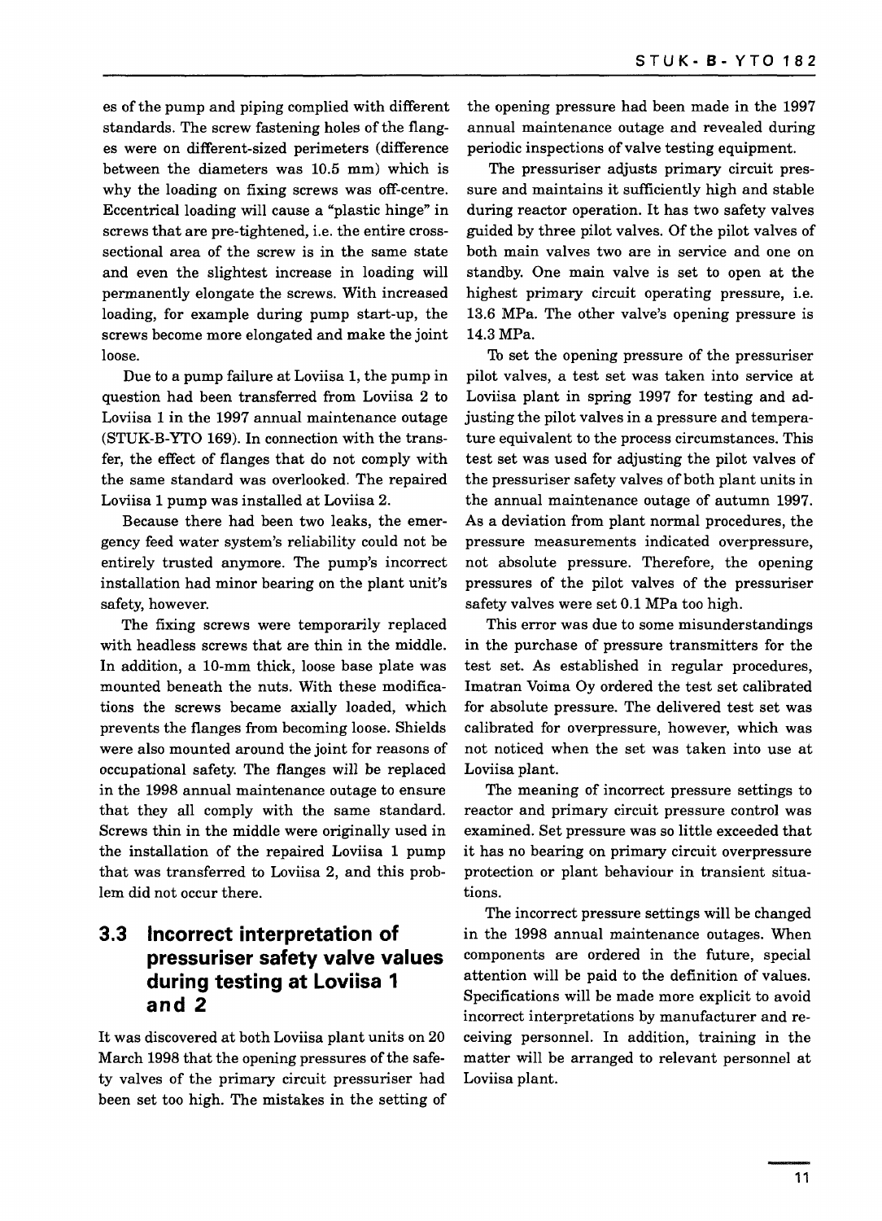es of the pump and piping complied with different standards. The screw fastening holes of the flanges were on different-sized perimeters (difference between the diameters was 10.5 mm) which is why the loading on fixing screws was off-centre. Eccentrical loading will cause a "plastic hinge" in screws that are pre-tightened, i.e. the entire cross-sectional area of the screw is in the same state and even the slightest increase in loading will permanently elongate the screws. With increased loading, for example during pump start-up, the screws become more elongated and make the joint loose.

Due to a pump failure at Loviisa 1, the pump in question had been transferred from Loviisa 2 to Loviisa 1 in the 1997 annual maintenance outage (STUK-B-YTO 169). In connection with the transfer, the effect of flanges that do not comply with the same standard was overlooked. The repaired Loviisa 1 pump was installed at Loviisa 2.

Because there had been two leaks, the emergency feed water system's reliability could not be entirely trusted anymore. The pump's incorrect installation had minor bearing on the plant unit's safety, however.

The fixing screws were temporarily replaced with headless screws that are thin in the middle. In addition, a 10-mm thick, loose base plate was mounted beneath the nuts. With these modifications the screws became axially loaded, which prevents the flanges from becoming loose. Shields were also mounted around the joint for reasons of occupational safety. The flanges will be replaced in the 1998 annual maintenance outage to ensure that they all comply with the same standard. Screws thin in the middle were originally used in the installation of the repaired Loviisa 1 pump that was transferred to Loviisa 2, and this problem did not occur there.

## 3.3 Incorrect interpretation of pressuriser safety valve values during testing at Loviisa 1 and 2

It was discovered at both Loviisa plant units on 20 March 1998 that the opening pressures of the safety valves of the primary circuit pressuriser had been set too high. The mistakes in the setting of the opening pressure had been made in the 1997 annual maintenance outage and revealed during periodic inspections of valve testing equipment.

The pressuriser adjusts primary circuit pressure and maintains it sufficiently high and stable during reactor operation. It has two safety valves guided by three pilot valves. Of the pilot valves of both main valves two are in service and one on standby. One main valve is set to open at the highest primary circuit operating pressure, i.e. 13.6 MPa. The other valve's opening pressure is 14.3 MPa.

To set the opening pressure of the pressuriser pilot valves, a test set was taken into service at Loviisa plant in spring 1997 for testing and adjusting the pilot valves in a pressure and temperature equivalent to the process circumstances. This test set was used for adjusting the pilot valves of the pressuriser safety valves of both plant units in the annual maintenance outage of autumn 1997. As a deviation from plant normal procedures, the pressure measurements indicated overpressure, not absolute pressure. Therefore, the opening pressures of the pilot valves of the pressuriser safety valves were set 0.1 MPa too high.

This error was due to some misunderstandings in the purchase of pressure transmitters for the test set. As established in regular procedures, Imatran Voima Oy ordered the test set calibrated for absolute pressure. The delivered test set was calibrated for overpressure, however, which was not noticed when the set was taken into use at Loviisa plant.

The meaning of incorrect pressure settings to reactor and primary circuit pressure control was examined. Set pressure was so little exceeded that it has no bearing on primary circuit overpressure protection or plant behaviour in transient situations.

The incorrect pressure settings will be changed in the 1998 annual maintenance outages. When components are ordered in the future, special attention will be paid to the definition of values. Specifications will be made more explicit to avoid incorrect interpretations by manufacturer and receiving personnel. In addition, training in the matter will be arranged to relevant personnel at Loviisa plant.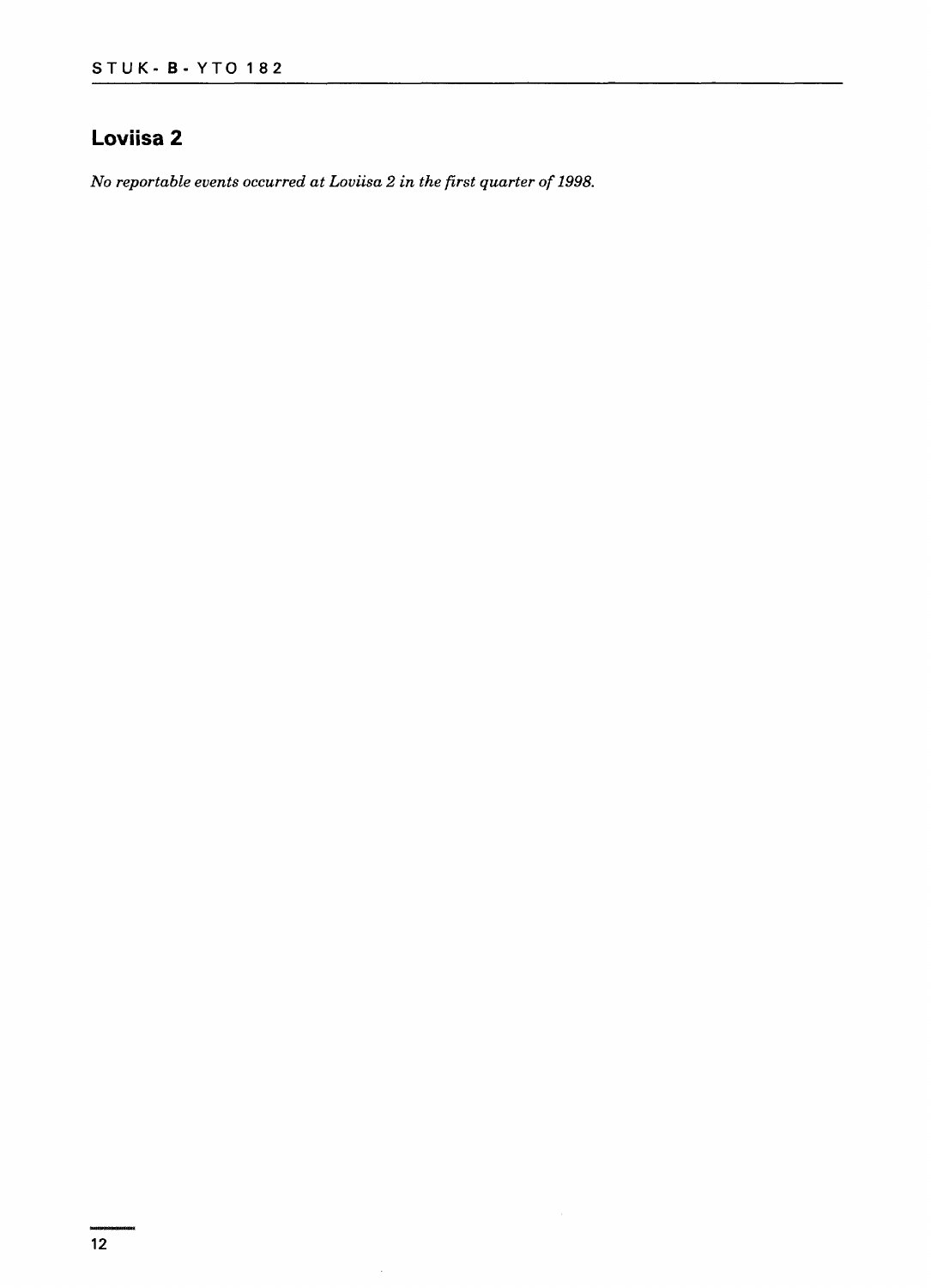## Loviisa 2

*No reportable events occurred at Loviisa 2 in the first quarter of 1998.*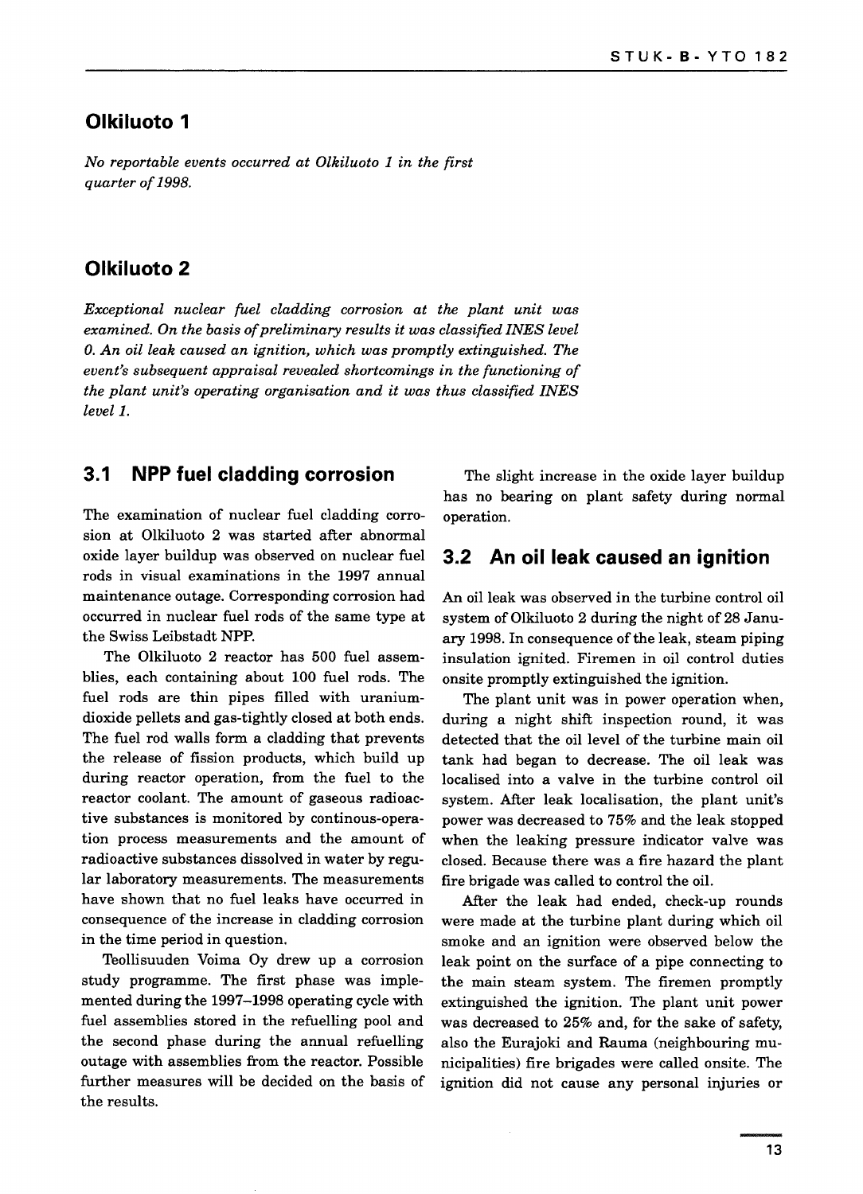## Olkiluoto 1

*No reportable events occurred at Olkiluoto 1 in the first quarter of 1998.*

## Olkiluoto 2

*Exceptional nuclear fuel cladding corrosion at the plant unit was examined. On the basis of preliminary results it was classified INES level 0. An oil leak caused an ignition, which was promptly extinguished. The event's subsequent appraisal revealed shortcomings in the functioning of the plant unit's operating organisation and it was thus classified INES level 1.*

### 3.1 NPP fuel cladding corrosion

The examination of nuclear fuel cladding corrosion at Olkiluoto 2 was started after abnormal oxide layer buildup was observed on nuclear fuel rods in visual examinations in the 1997 annual maintenance outage. Corresponding corrosion had occurred in nuclear fuel rods of the same type at the Swiss Leibstadt NPP.

The Olkiluoto 2 reactor has 500 fuel assemblies, each containing about 100 fuel rods. The fuel rods are thin pipes filled with uranium-dioxide pellets and gas-tightly closed at both ends. The fuel rod walls form a cladding that prevents the release of fission products, which build up during reactor operation, from the fuel to the reactor coolant. The amount of gaseous radioactive substances is monitored by continous-operation process measurements and the amount of radioactive substances dissolved in water by regular laboratory measurements. The measurements have shown that no fuel leaks have occurred in consequence of the increase in cladding corrosion in the time period in question.

Teollisuuden Voima Oy drew up a corrosion study programme. The first phase was implemented during the 1997–1998 operating cycle with fuel assemblies stored in the refuelling pool and the second phase during the annual refuelling outage with assemblies from the reactor. Possible further measures will be decided on the basis of the results.

The slight increase in the oxide layer buildup has no bearing on plant safety during normal operation.

### 3.2 An oil leak caused an ignition

An oil leak was observed in the turbine control oil system of Olkiluoto 2 during the night of 28 January 1998. In consequence of the leak, steam piping insulation ignited. Firemen in oil control duties onsite promptly extinguished the ignition.

The plant unit was in power operation when, during a night shift inspection round, it was detected that the oil level of the turbine main oil tank had began to decrease. The oil leak was localised into a valve in the turbine control oil system. After leak localisation, the plant unit's power was decreased to 75% and the leak stopped when the leaking pressure indicator valve was closed. Because there was a fire hazard the plant fire brigade was called to control the oil.

After the leak had ended, check-up rounds were made at the turbine plant during which oil smoke and an ignition were observed below the leak point on the surface of a pipe connecting to the main steam system. The firemen promptly extinguished the ignition. The plant unit power was decreased to 25% and, for the sake of safety, also the Eurajoki and Rauma (neighbouring municipalities) fire brigades were called onsite. The ignition did not cause any personal injuries or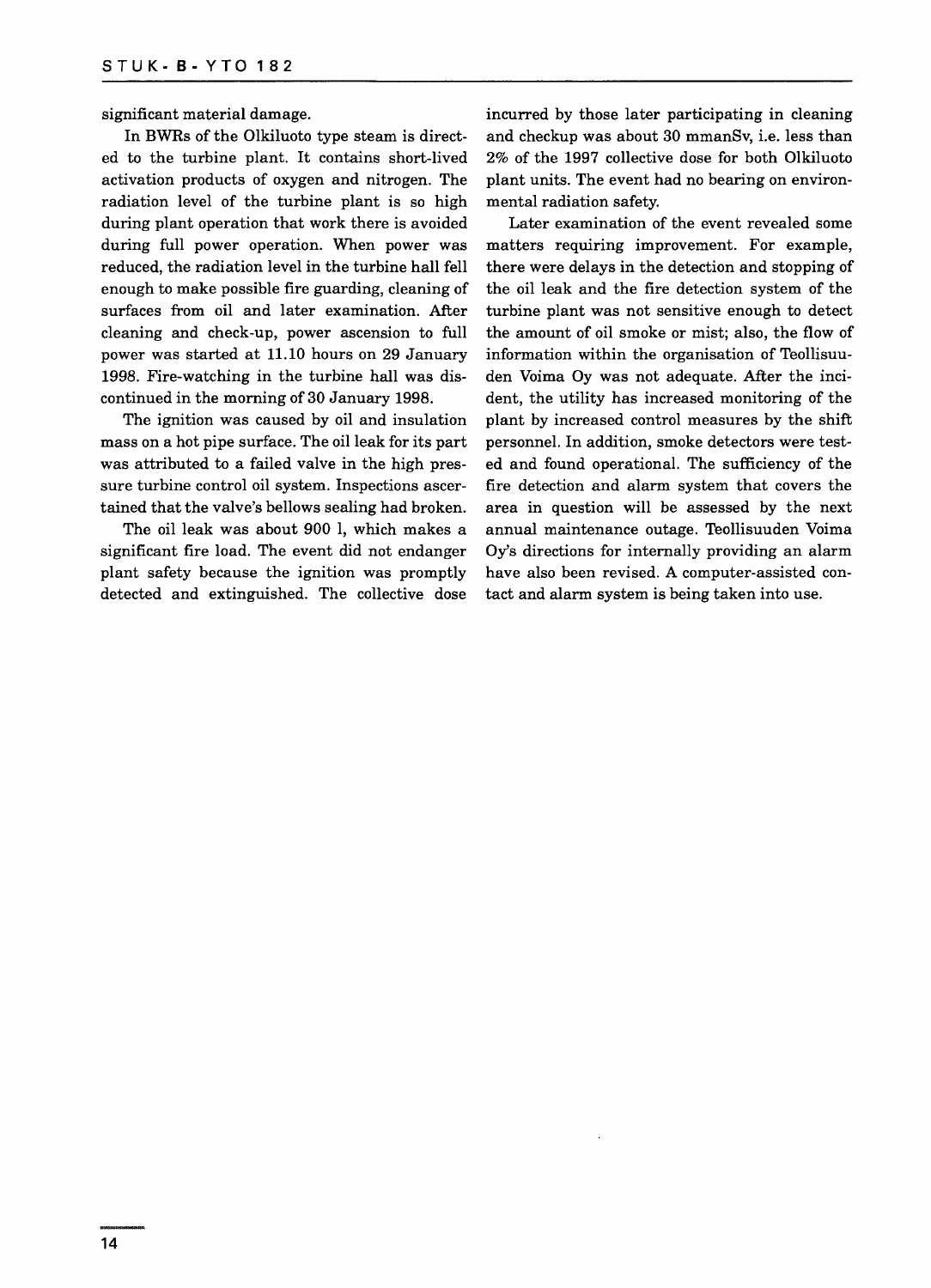significant material damage.

In BWRs of the Olkiluoto type steam is directed to the turbine plant. It contains short-lived activation products of oxygen and nitrogen. The radiation level of the turbine plant is so high during plant operation that work there is avoided during full power operation. When power was reduced, the radiation level in the turbine hall fell enough to make possible fire guarding, cleaning of surfaces from oil and later examination. After cleaning and check-up, power ascension to full power was started at 11.10 hours on 29 January 1998. Fire-watching in the turbine hall was discontinued in the morning of 30 January 1998.

The ignition was caused by oil and insulation mass on a hot pipe surface. The oil leak for its part was attributed to a failed valve in the high pressure turbine control oil system. Inspections ascertained that the valve's bellows sealing had broken.

The oil leak was about 900 l, which makes a significant fire load. The event did not endanger plant safety because the ignition was promptly detected and extinguished. The collective dose incurred by those later participating in cleaning and checkup was about 30 mmanSv, i.e. less than 2% of the 1997 collective dose for both Olkiluoto plant units. The event had no bearing on environmental radiation safety.

Later examination of the event revealed some matters requiring improvement. For example, there were delays in the detection and stopping of the oil leak and the fire detection system of the turbine plant was not sensitive enough to detect the amount of oil smoke or mist; also, the flow of information within the organisation of Teollisuuden Voima Oy was not adequate. After the incident, the utility has increased monitoring of the plant by increased control measures by the shift personnel. In addition, smoke detectors were tested and found operational. The sufficiency of the fire detection and alarm system that covers the area in question will be assessed by the next annual maintenance outage. Teollisuuden Voima Oy's directions for internally providing an alarm have also been revised. A computer-assisted contact and alarm system is being taken into use.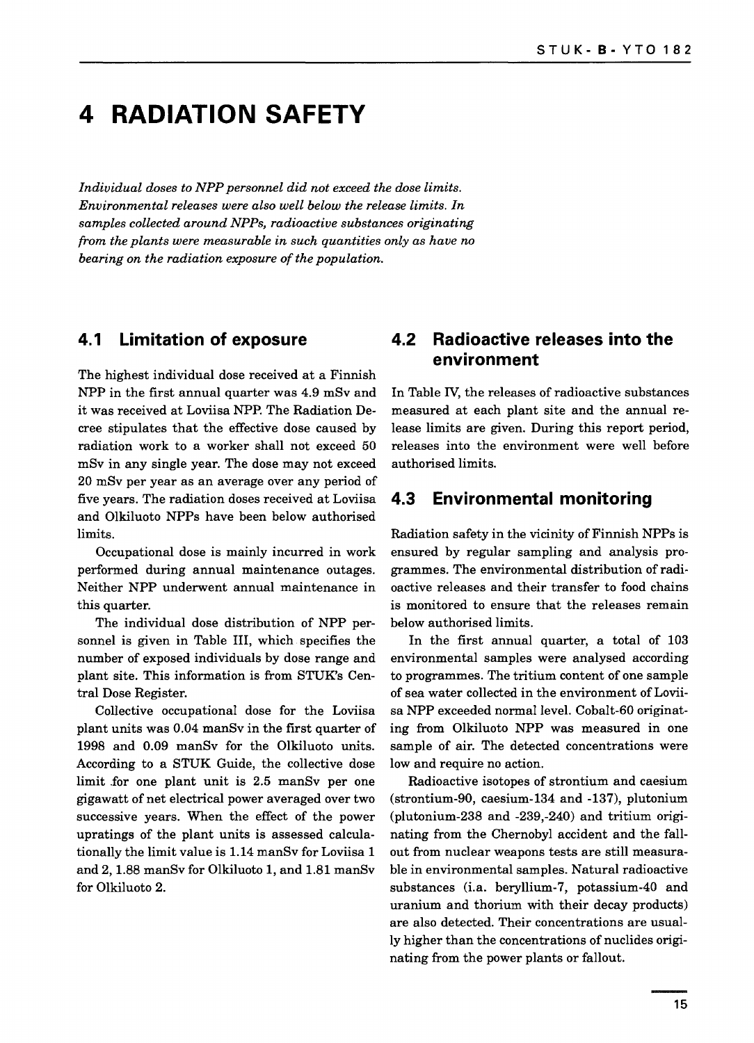# 4 RADIATION SAFETY

*Individual doses to NPP personnel did not exceed the dose limits. Environmental releases were also well below the release limits. In samples collected around NPPs, radioactive substances originating from the plants were measurable in such quantities only as have no bearing on the radiation exposure of the population.*

## 4.1 Limitation of exposure

The highest individual dose received at a Finnish NPP in the first annual quarter was 4.9 mSv and it was received at Loviisa NPP. The Radiation Decree stipulates that the effective dose caused by radiation work to a worker shall not exceed 50 mSv in any single year. The dose may not exceed 20 mSv per year as an average over any period of five years. The radiation doses received at Loviisa and Olkiluoto NPPs have been below authorised limits.

Occupational dose is mainly incurred in work performed during annual maintenance outages. Neither NPP underwent annual maintenance in this quarter.

The individual dose distribution of NPP personnel is given in Table III, which specifies the number of exposed individuals by dose range and plant site. This information is from STUK's Central Dose Register.

Collective occupational dose for the Loviisa plant units was 0.04 manSv in the first quarter of 1998 and 0.09 manSv for the Olkiluoto units. According to a STUK Guide, the collective dose limit for one plant unit is 2.5 manSv per one gigawatt of net electrical power averaged over two successive years. When the effect of the power upratings of the plant units is assessed calculationally the limit value is 1.14 manSv for Loviisa 1 and 2, 1.88 manSv for Olkiluoto 1, and 1.81 manSv for Olkiluoto 2.

## 4.2 Radioactive releases into the environment

In Table IV, the releases of radioactive substances measured at each plant site and the annual release limits are given. During this report period, releases into the environment were well before authorised limits.

## 4.3 Environmental monitoring

Radiation safety in the vicinity of Finnish NPPs is ensured by regular sampling and analysis programmes. The environmental distribution of radioactive releases and their transfer to food chains is monitored to ensure that the releases remain below authorised limits.

In the first annual quarter, a total of 103 environmental samples were analysed according to programmes. The tritium content of one sample of sea water collected in the environment of Loviisa NPP exceeded normal level. Cobalt-60 originating from Olkiluoto NPP was measured in one sample of air. The detected concentrations were low and require no action.

Radioactive isotopes of strontium and caesium (strontium-90, caesium-134 and -137), plutonium (plutonium-238 and -239,-240) and tritium originating from the Chernobyl accident and the fallout from nuclear weapons tests are still measurable in environmental samples. Natural radioactive substances (i.a. beryllium-7, potassium-40 and uranium and thorium with their decay products) are also detected. Their concentrations are usually higher than the concentrations of nuclides originating from the power plants or fallout.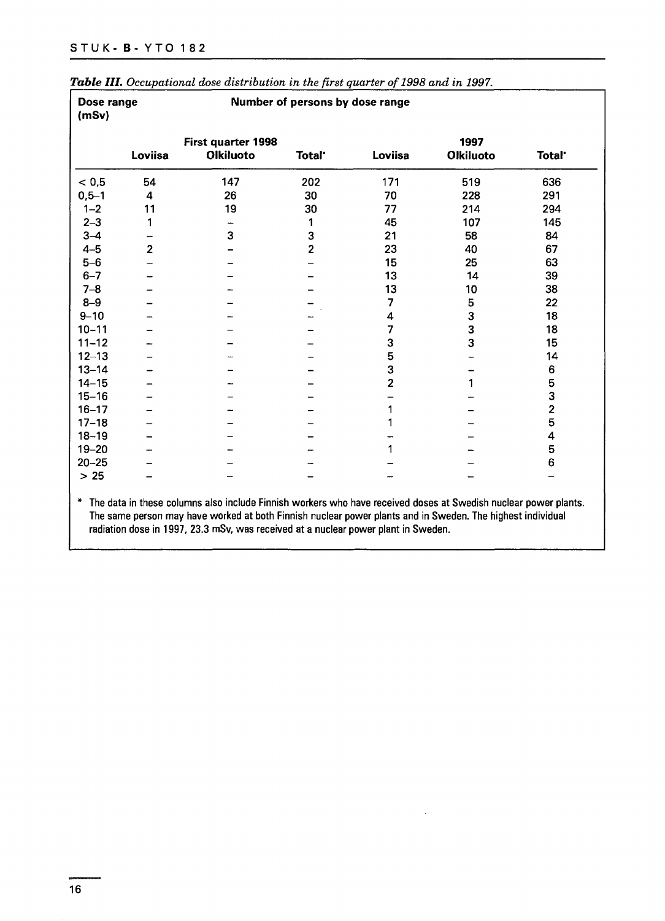*Table III. Occupational dose distribution in the first quarter of 1998 and in 1997.*

| Dose range (mSv) | Number of persons by dose range | | | | | |
|---|---|---|---|---|---|---|
| | First quarter 1998 | | | 1997 | | |
| | Loviisa | Olkiluoto | Total* | Loviisa | Olkiluoto | Total* |
| < 0,5 | 54 | 147 | 202 | 171 | 519 | 636 |
| 0,5–1 | 4 | 26 | 30 | 70 | 228 | 291 |
| 1–2 | 11 | 19 | 30 | 77 | 214 | 294 |
| 2–3 | 1 | – | 1 | 45 | 107 | 145 |
| 3–4 | – | 3 | 3 | 21 | 58 | 84 |
| 4–5 | 2 | – | 2 | 23 | 40 | 67 |
| 5–6 | – | – | – | 15 | 25 | 63 |
| 6–7 | – | – | – | 13 | 14 | 39 |
| 7–8 | – | – | – | 13 | 10 | 38 |
| 8–9 | – | – | – | 7 | 5 | 22 |
| 9–10 | – | – | – | 4 | 3 | 18 |
| 10–11 | – | – | – | 7 | 3 | 18 |
| 11–12 | – | – | – | 3 | 3 | 15 |
| 12–13 | – | – | – | 5 | – | 14 |
| 13–14 | – | – | – | 3 | – | 6 |
| 14–15 | – | – | – | 2 | 1 | 5 |
| 15–16 | – | – | – | – | – | 3 |
| 16–17 | – | – | – | 1 | – | 2 |
| 17–18 | – | – | – | 1 | – | 5 |
| 18–19 | – | – | – | – | – | 4 |
| 19–20 | – | – | – | 1 | – | 5 |
| 20–25 | – | – | – | – | – | 6 |
| > 25 | – | – | – | – | – | – |

* The data in these columns also include Finnish workers who have received doses at Swedish nuclear power plants. The same person may have worked at both Finnish nuclear power plants and in Sweden. The highest individual radiation dose in 1997, 23.3 mSv, was received at a nuclear power plant in Sweden.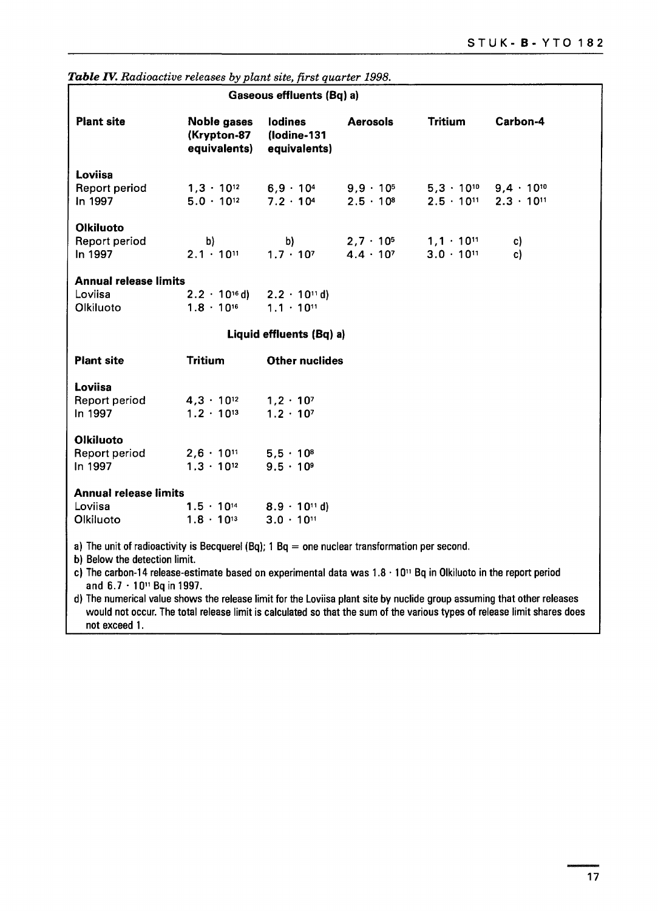*Table IV. Radioactive releases by plant site, first quarter 1998.*

| Gaseous effluents (Bq) a) | | | | | |
|---|---|---|---|---|---|
| **Plant site** | **Noble gases (Krypton-87 equivalents)** | **Iodines (Iodine-131 equivalents)** | **Aerosols** | **Tritium** | **Carbon-4** |
| **Loviisa** | | | | | |
| Report period | $1{,}3 \cdot 10^{12}$ | $6{,}9 \cdot 10^{4}$ | $9{,}9 \cdot 10^{5}$ | $5{,}3 \cdot 10^{10}$ | $9{,}4 \cdot 10^{10}$ |
| In 1997 | $5.0 \cdot 10^{12}$ | $7.2 \cdot 10^{4}$ | $2.5 \cdot 10^{8}$ | $2.5 \cdot 10^{11}$ | $2.3 \cdot 10^{11}$ |
| **Olkiluoto** | | | | | |
| Report period | b) | b) | $2{,}7 \cdot 10^{5}$ | $1{,}1 \cdot 10^{11}$ | c) |
| In 1997 | $2.1 \cdot 10^{11}$ | $1.7 \cdot 10^{7}$ | $4.4 \cdot 10^{7}$ | $3.0 \cdot 10^{11}$ | c) |
| **Annual release limits** | | | | | |
| Loviisa | $2.2 \cdot 10^{16}$ d) | $2.2 \cdot 10^{11}$ d) | | | |
| Olkiluoto | $1.8 \cdot 10^{16}$ | $1.1 \cdot 10^{11}$ | | | |

| Liquid effluents (Bq) a) | | |
|---|---|---|
| **Plant site** | **Tritium** | **Other nuclides** |
| **Loviisa** | | |
| Report period | $4{,}3 \cdot 10^{12}$ | $1{,}2 \cdot 10^{7}$ |
| In 1997 | $1.2 \cdot 10^{13}$ | $1.2 \cdot 10^{7}$ |
| **Olkiluoto** | | |
| Report period | $2{,}6 \cdot 10^{11}$ | $5{,}5 \cdot 10^{8}$ |
| In 1997 | $1.3 \cdot 10^{12}$ | $9.5 \cdot 10^{9}$ |
| **Annual release limits** | | |
| Loviisa | $1.5 \cdot 10^{14}$ | $8.9 \cdot 10^{11}$ d) |
| Olkiluoto | $1.8 \cdot 10^{13}$ | $3.0 \cdot 10^{11}$ |

a) The unit of radioactivity is Becquerel (Bq); 1 Bq = one nuclear transformation per second.

b) Below the detection limit.

c) The carbon-14 release-estimate based on experimental data was $1.8 \cdot 10^{11}$ Bq in Olkiluoto in the report period and $6.7 \cdot 10^{11}$ Bq in 1997.

d) The numerical value shows the release limit for the Loviisa plant site by nuclide group assuming that other releases would not occur. The total release limit is calculated so that the sum of the various types of release limit shares does not exceed 1.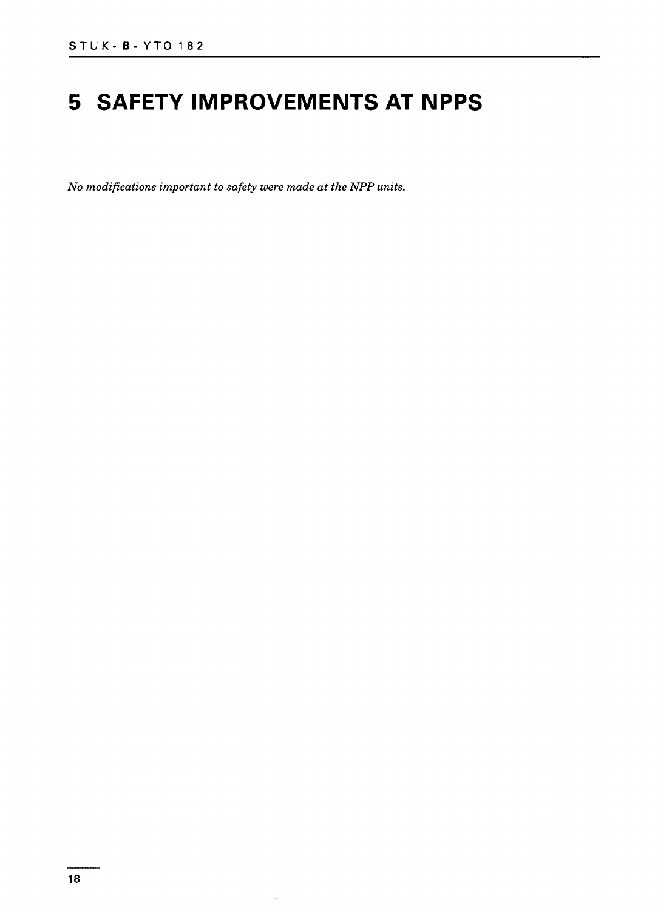# 5 SAFETY IMPROVEMENTS AT NPPS

*No modifications important to safety were made at the NPP units.*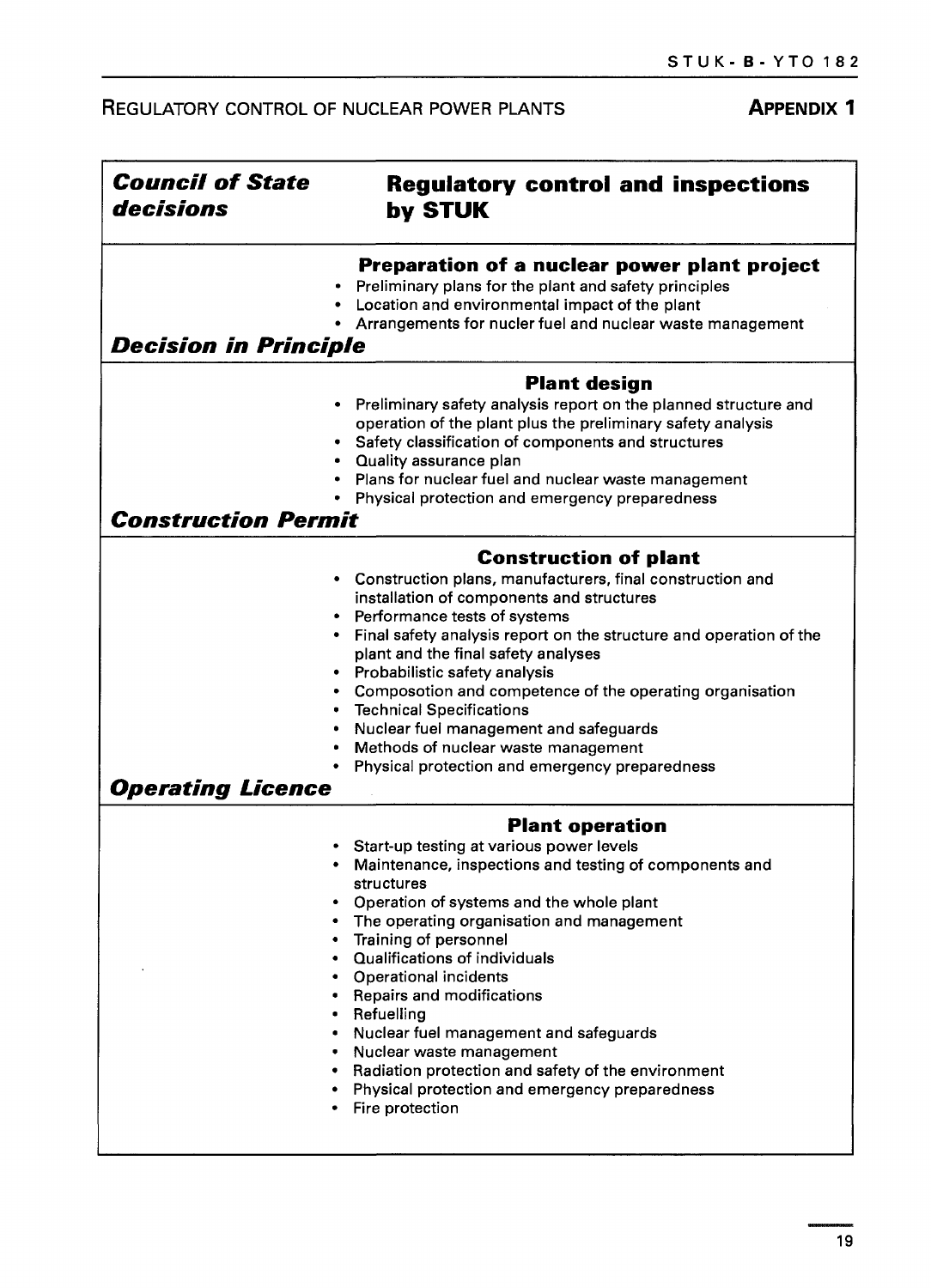## REGULATORY CONTROL OF NUCLEAR POWER PLANTS

**APPENDIX 1**

| ***Council of State decisions*** | **Regulatory control and inspections by STUK** |
|---|---|
| | **Preparation of a nuclear power plant project**<br>• Preliminary plans for the plant and safety principles<br>• Location and environmental impact of the plant<br>• Arrangements for nucler fuel and nuclear waste management |
| ***Decision in Principle*** | |
| | **Plant design**<br>• Preliminary safety analysis report on the planned structure and operation of the plant plus the preliminary safety analysis<br>• Safety classification of components and structures<br>• Quality assurance plan<br>• Plans for nuclear fuel and nuclear waste management<br>• Physical protection and emergency preparedness |
| ***Construction Permit*** | |
| | **Construction of plant**<br>• Construction plans, manufacturers, final construction and installation of components and structures<br>• Performance tests of systems<br>• Final safety analysis report on the structure and operation of the plant and the final safety analyses<br>• Probabilistic safety analysis<br>• Composotion and competence of the operating organisation<br>• Technical Specifications<br>• Nuclear fuel management and safeguards<br>• Methods of nuclear waste management<br>• Physical protection and emergency preparedness |
| ***Operating Licence*** | |
| | **Plant operation**<br>• Start-up testing at various power levels<br>• Maintenance, inspections and testing of components and structures<br>• Operation of systems and the whole plant<br>• The operating organisation and management<br>• Training of personnel<br>• Qualifications of individuals<br>• Operational incidents<br>• Repairs and modifications<br>• Refuelling<br>• Nuclear fuel management and safeguards<br>• Nuclear waste management<br>• Radiation protection and safety of the environment<br>• Physical protection and emergency preparedness<br>• Fire protection |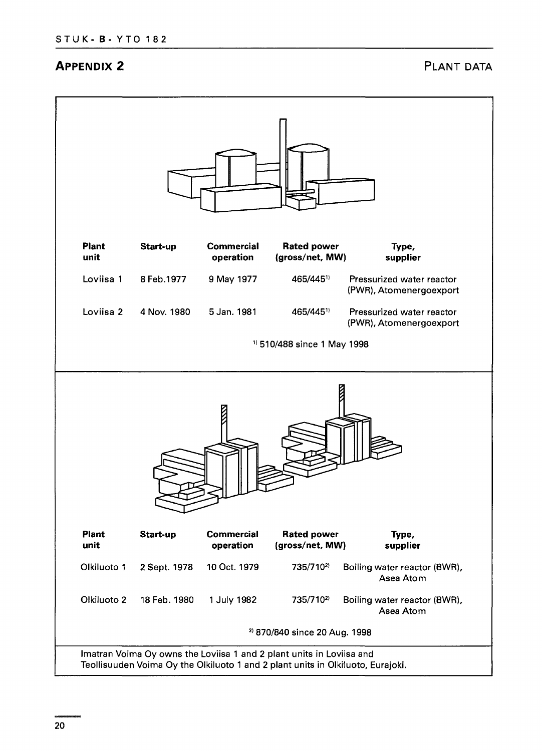## APPENDIX 2

PLANT DATA

| Plant unit | Start-up | Commercial operation | Rated power (gross/net, MW) | Type, supplier |
|---|---|---|---|---|
| Loviisa 1 | 8 Feb.1977 | 9 May 1977 | 465/445[1)] | Pressurized water reactor (PWR), Atomenergoexport |
| Loviisa 2 | 4 Nov. 1980 | 5 Jan. 1981 | 465/445[1)] | Pressurized water reactor (PWR), Atomenergoexport |

[1)] 510/488 since 1 May 1998

| Plant unit | Start-up | Commercial operation | Rated power (gross/net, MW) | Type, supplier |
|---|---|---|---|---|
| Olkiluoto 1 | 2 Sept. 1978 | 10 Oct. 1979 | 735/710[2)] | Boiling water reactor (BWR), Asea Atom |
| Olkiluoto 2 | 18 Feb. 1980 | 1 July 1982 | 735/710[2)] | Boiling water reactor (BWR), Asea Atom |

[2)] 870/840 since 20 Aug. 1998

Imatran Voima Oy owns the Loviisa 1 and 2 plant units in Loviisa and Teollisuuden Voima Oy the Olkiluoto 1 and 2 plant units in Olkiluoto, Eurajoki.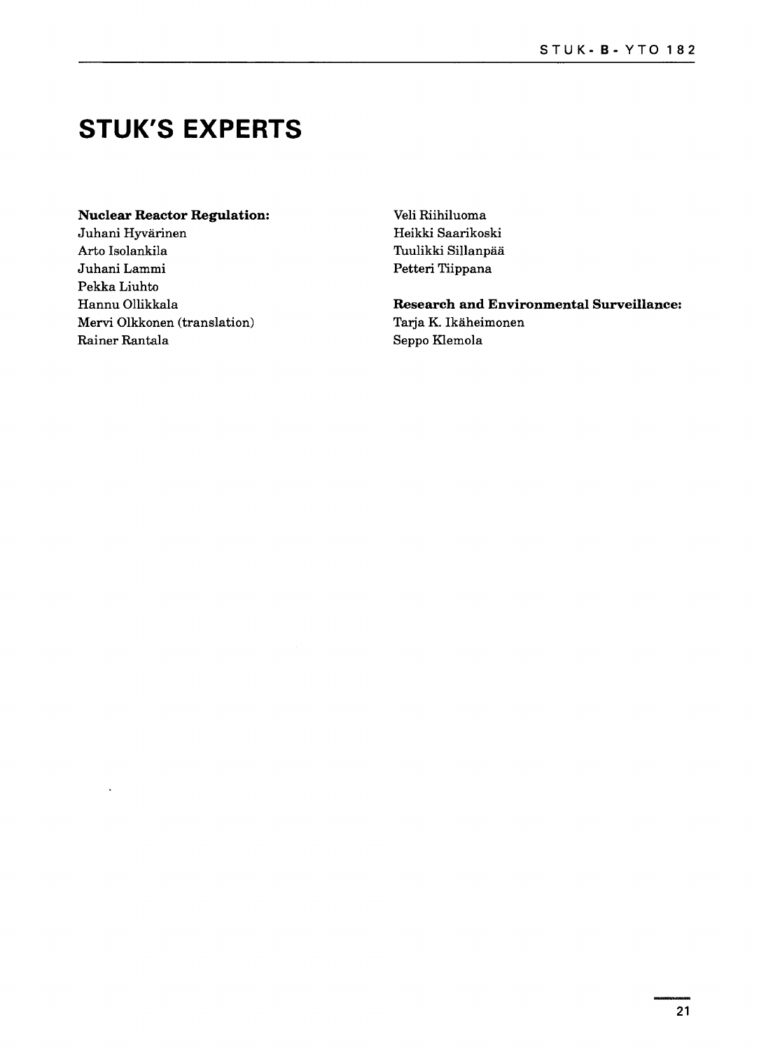# STUK'S EXPERTS

**Nuclear Reactor Regulation:**
Juhani Hyvärinen
Arto Isolankila
Juhani Lammi
Pekka Liuhto
Hannu Ollikkala
Mervi Olkkonen (translation)
Rainer Rantala
Veli Riihiluoma
Heikki Saarikoski
Tuulikki Sillanpää
Petteri Tiippana

**Research and Environmental Surveillance:**
Tarja K. Ikäheimonen
Seppo Klemola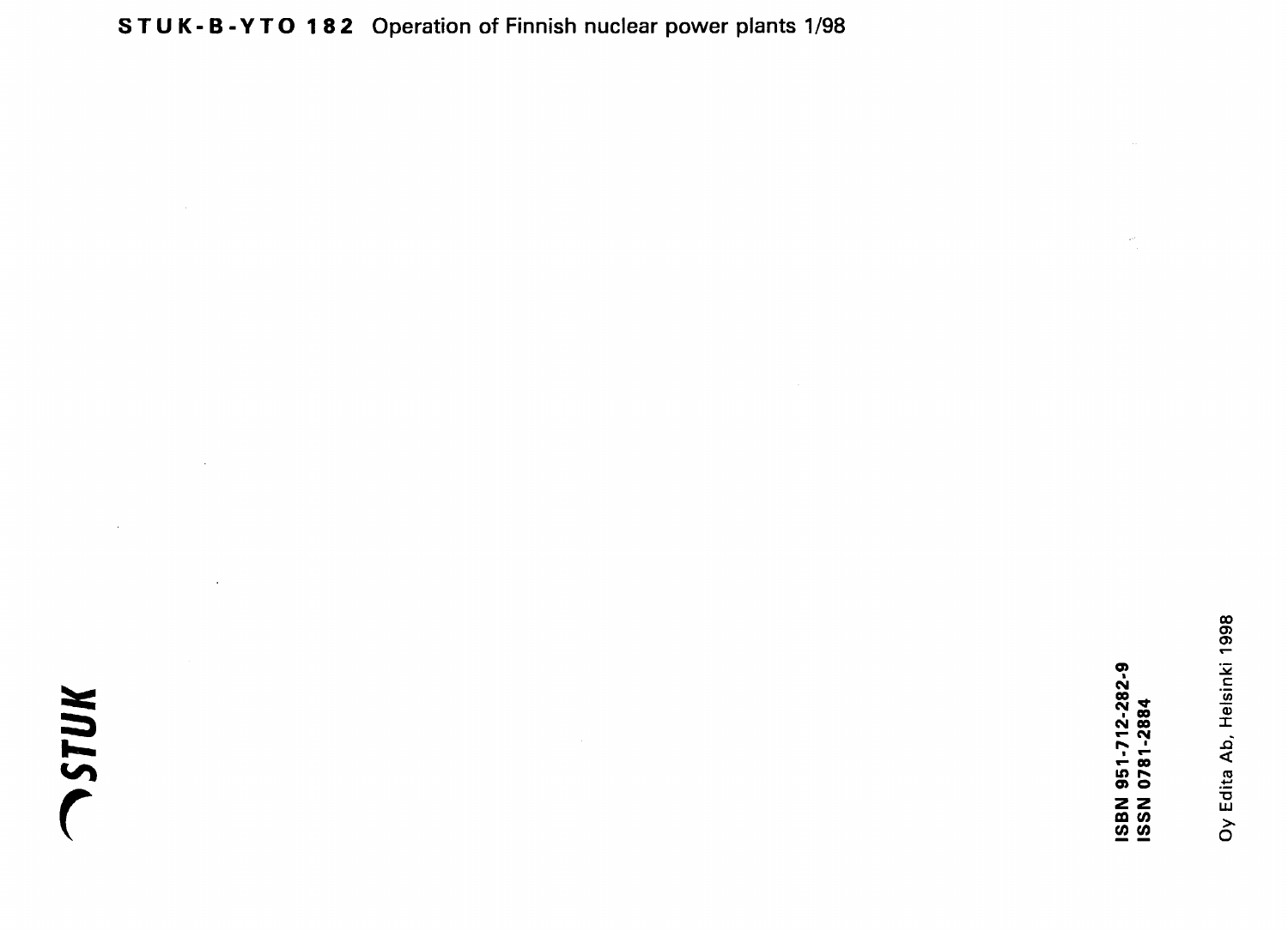**STUK-B-YTO 182** Operation of Finnish nuclear power plants 1/98

STUK

**ISBN 951-712-282-9**
**ISSN 0781-2884**

Oy Edita Ab, Helsinki 1998